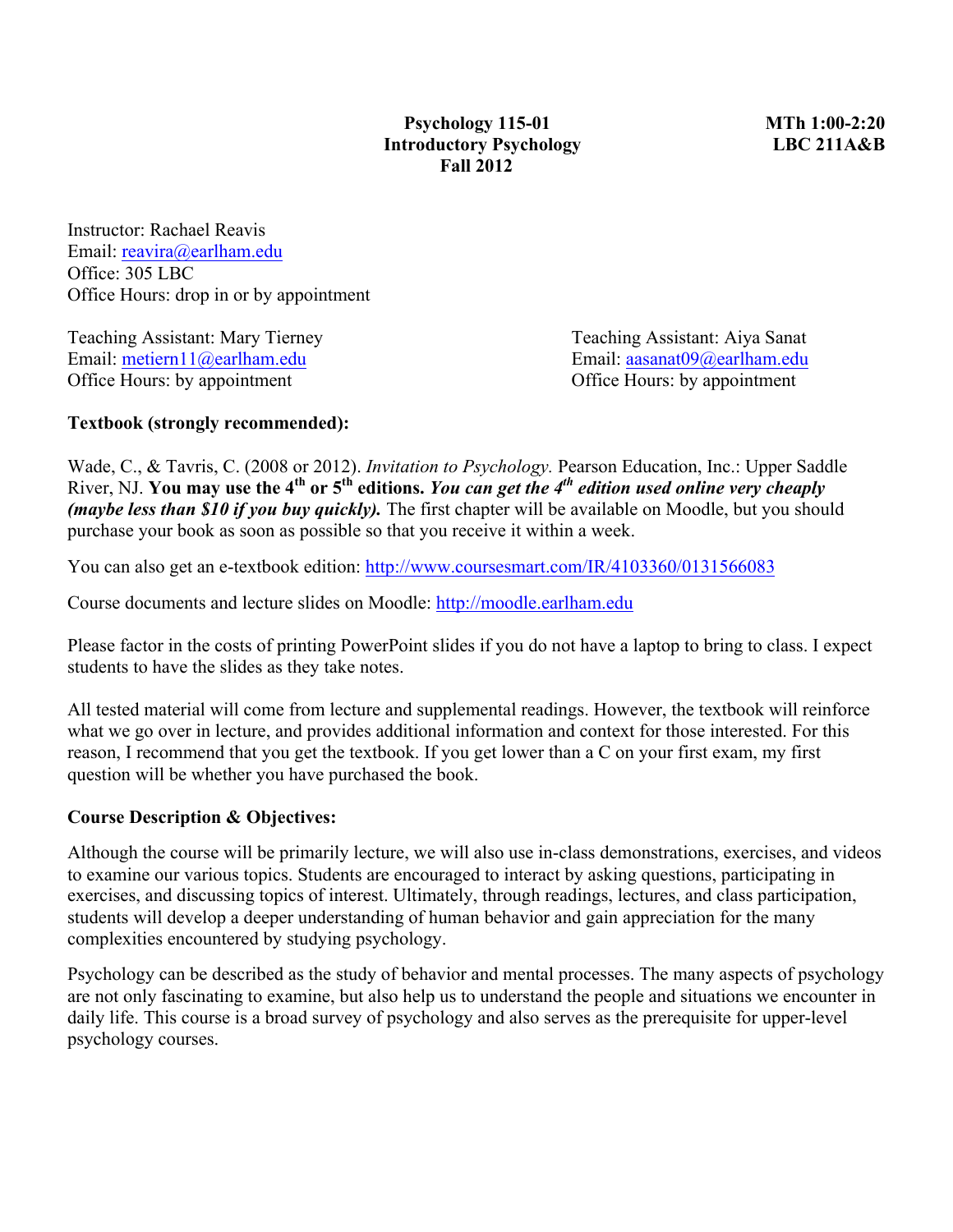**Psychology 115-01**
**Introductory Psychology**
**Fall 2012**

**MTh 1:00-2:20**
**LBC 211A&B**

Instructor: Rachael Reavis
Email: reavira@earlham.edu
Office: 305 LBC
Office Hours: drop in or by appointment

Teaching Assistant: Mary Tierney
Email: metiern11@earlham.edu
Office Hours: by appointment

Teaching Assistant: Aiya Sanat
Email: aasanat09@earlham.edu
Office Hours: by appointment

**Textbook (strongly recommended):**

Wade, C., & Tavris, C. (2008 or 2012). *Invitation to Psychology.* Pearson Education, Inc.: Upper Saddle River, NJ. **You may use the 4th or 5th editions.** ***You can get the 4th edition used online very cheaply (maybe less than $10 if you buy quickly).*** The first chapter will be available on Moodle, but you should purchase your book as soon as possible so that you receive it within a week.

You can also get an e-textbook edition: http://www.coursesmart.com/IR/4103360/0131566083

Course documents and lecture slides on Moodle: http://moodle.earlham.edu

Please factor in the costs of printing PowerPoint slides if you do not have a laptop to bring to class. I expect students to have the slides as they take notes.

All tested material will come from lecture and supplemental readings. However, the textbook will reinforce what we go over in lecture, and provides additional information and context for those interested. For this reason, I recommend that you get the textbook. If you get lower than a C on your first exam, my first question will be whether you have purchased the book.

**Course Description & Objectives:**

Although the course will be primarily lecture, we will also use in-class demonstrations, exercises, and videos to examine our various topics. Students are encouraged to interact by asking questions, participating in exercises, and discussing topics of interest. Ultimately, through readings, lectures, and class participation, students will develop a deeper understanding of human behavior and gain appreciation for the many complexities encountered by studying psychology.

Psychology can be described as the study of behavior and mental processes. The many aspects of psychology are not only fascinating to examine, but also help us to understand the people and situations we encounter in daily life. This course is a broad survey of psychology and also serves as the prerequisite for upper-level psychology courses.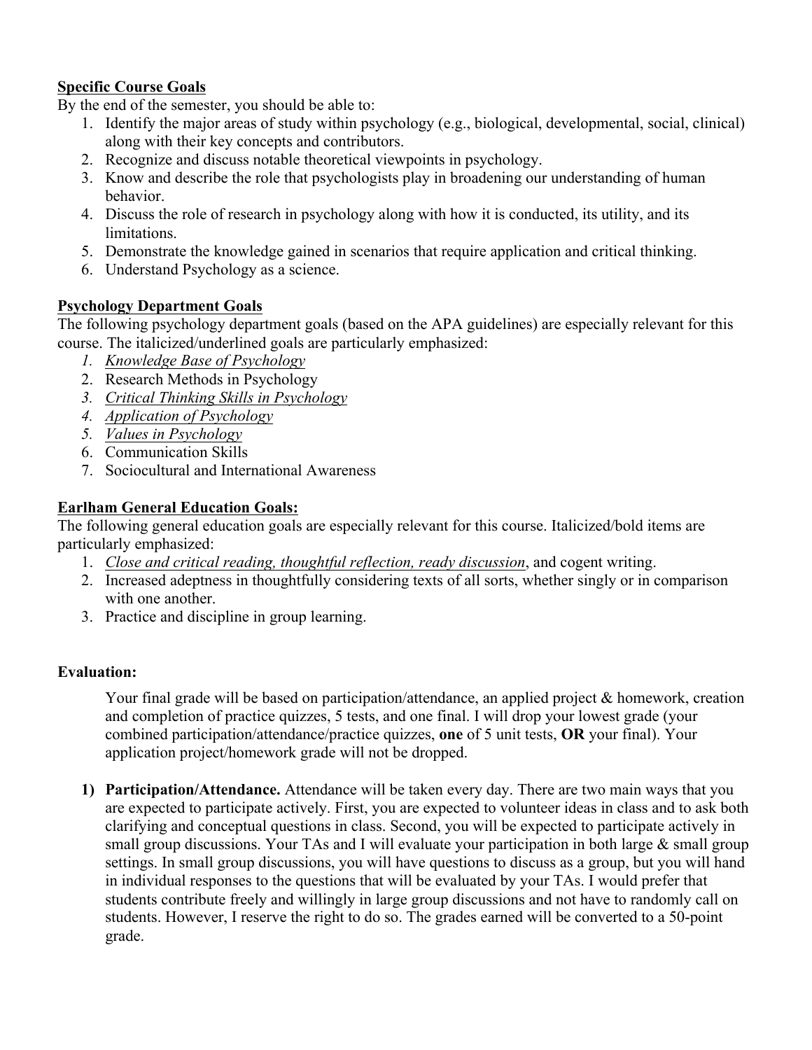**<u>Specific Course Goals</u>**

By the end of the semester, you should be able to:

1. Identify the major areas of study within psychology (e.g., biological, developmental, social, clinical) along with their key concepts and contributors.
2. Recognize and discuss notable theoretical viewpoints in psychology.
3. Know and describe the role that psychologists play in broadening our understanding of human behavior.
4. Discuss the role of research in psychology along with how it is conducted, its utility, and its limitations.
5. Demonstrate the knowledge gained in scenarios that require application and critical thinking.
6. Understand Psychology as a science.

**<u>Psychology Department Goals</u>**

The following psychology department goals (based on the APA guidelines) are especially relevant for this course. The italicized/underlined goals are particularly emphasized:

1. *<u>Knowledge Base of Psychology</u>*
2. Research Methods in Psychology
3. *<u>Critical Thinking Skills in Psychology</u>*
4. *<u>Application of Psychology</u>*
5. *<u>Values in Psychology</u>*
6. Communication Skills
7. Sociocultural and International Awareness

**<u>Earlham General Education Goals:</u>**

The following general education goals are especially relevant for this course. Italicized/bold items are particularly emphasized:

1. *<u>Close and critical reading, thoughtful reflection, ready discussion</u>*, and cogent writing.
2. Increased adeptness in thoughtfully considering texts of all sorts, whether singly or in comparison with one another.
3. Practice and discipline in group learning.

**Evaluation:**

Your final grade will be based on participation/attendance, an applied project & homework, creation and completion of practice quizzes, 5 tests, and one final. I will drop your lowest grade (your combined participation/attendance/practice quizzes, **one** of 5 unit tests, **OR** your final). Your application project/homework grade will not be dropped.

1) **Participation/Attendance.** Attendance will be taken every day. There are two main ways that you are expected to participate actively. First, you are expected to volunteer ideas in class and to ask both clarifying and conceptual questions in class. Second, you will be expected to participate actively in small group discussions. Your TAs and I will evaluate your participation in both large & small group settings. In small group discussions, you will have questions to discuss as a group, but you will hand in individual responses to the questions that will be evaluated by your TAs. I would prefer that students contribute freely and willingly in large group discussions and not have to randomly call on students. However, I reserve the right to do so. The grades earned will be converted to a 50-point grade.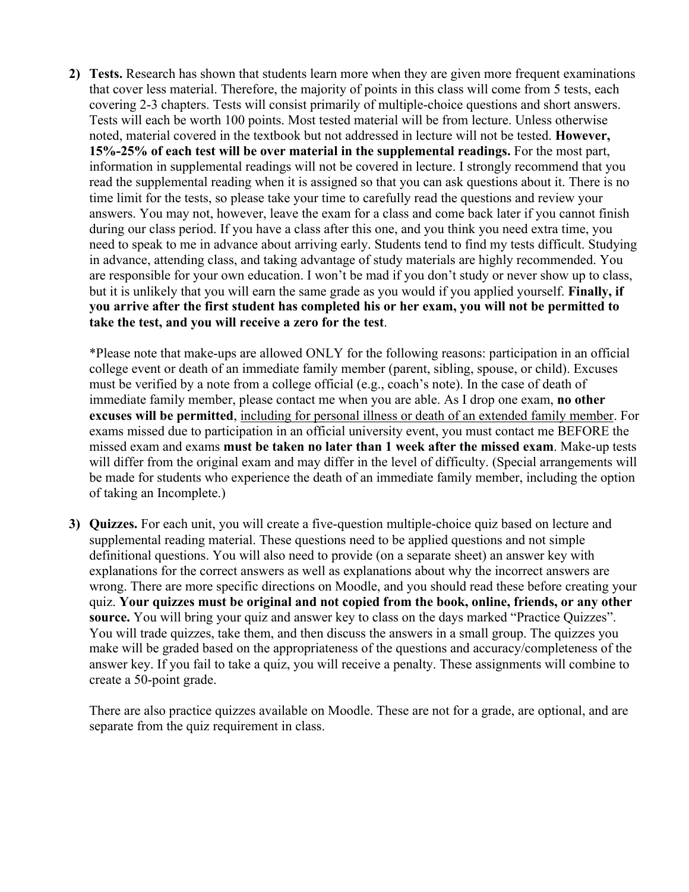2) **Tests.** Research has shown that students learn more when they are given more frequent examinations that cover less material. Therefore, the majority of points in this class will come from 5 tests, each covering 2-3 chapters. Tests will consist primarily of multiple-choice questions and short answers. Tests will each be worth 100 points. Most tested material will be from lecture. Unless otherwise noted, material covered in the textbook but not addressed in lecture will not be tested. **However, 15%-25% of each test will be over material in the supplemental readings.** For the most part, information in supplemental readings will not be covered in lecture. I strongly recommend that you read the supplemental reading when it is assigned so that you can ask questions about it. There is no time limit for the tests, so please take your time to carefully read the questions and review your answers. You may not, however, leave the exam for a class and come back later if you cannot finish during our class period. If you have a class after this one, and you think you need extra time, you need to speak to me in advance about arriving early. Students tend to find my tests difficult. Studying in advance, attending class, and taking advantage of study materials are highly recommended. You are responsible for your own education. I won't be mad if you don't study or never show up to class, but it is unlikely that you will earn the same grade as you would if you applied yourself. **Finally, if you arrive after the first student has completed his or her exam, you will not be permitted to take the test, and you will receive a zero for the test**.

   *Please note that make-ups are allowed ONLY for the following reasons: participation in an official college event or death of an immediate family member (parent, sibling, spouse, or child). Excuses must be verified by a note from a college official (e.g., coach's note). In the case of death of immediate family member, please contact me when you are able. As I drop one exam, **no other excuses will be permitted**, <u>including for personal illness or death of an extended family member</u>. For exams missed due to participation in an official university event, you must contact me BEFORE the missed exam and exams **must be taken no later than 1 week after the missed exam**. Make-up tests will differ from the original exam and may differ in the level of difficulty. (Special arrangements will be made for students who experience the death of an immediate family member, including the option of taking an Incomplete.)

3) **Quizzes.** For each unit, you will create a five-question multiple-choice quiz based on lecture and supplemental reading material. These questions need to be applied questions and not simple definitional questions. You will also need to provide (on a separate sheet) an answer key with explanations for the correct answers as well as explanations about why the incorrect answers are wrong. There are more specific directions on Moodle, and you should read these before creating your quiz. **Your quizzes must be original and not copied from the book, online, friends, or any other source.** You will bring your quiz and answer key to class on the days marked "Practice Quizzes". You will trade quizzes, take them, and then discuss the answers in a small group. The quizzes you make will be graded based on the appropriateness of the questions and accuracy/completeness of the answer key. If you fail to take a quiz, you will receive a penalty. These assignments will combine to create a 50-point grade.

   There are also practice quizzes available on Moodle. These are not for a grade, are optional, and are separate from the quiz requirement in class.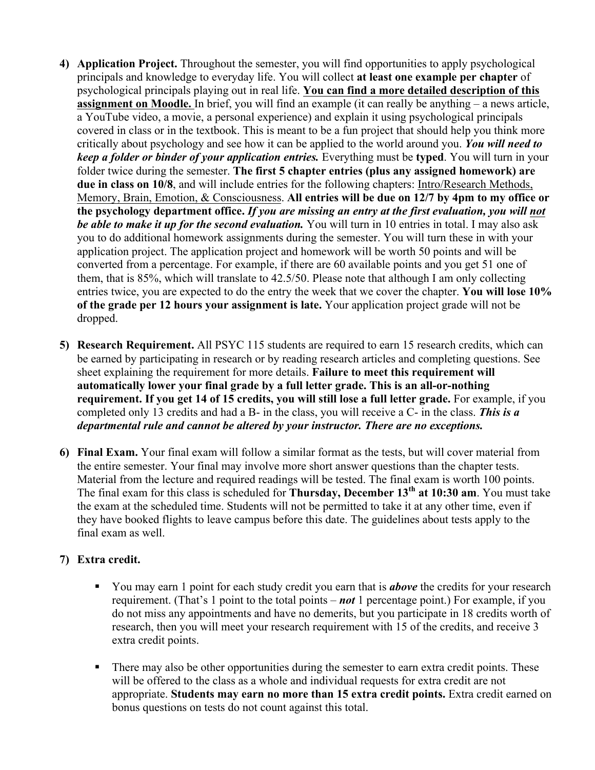4) **Application Project.** Throughout the semester, you will find opportunities to apply psychological principals and knowledge to everyday life. You will collect **at least one example per chapter** of psychological principals playing out in real life. **<u>You can find a more detailed description of this assignment on Moodle.</u>** In brief, you will find an example (it can really be anything – a news article, a YouTube video, a movie, a personal experience) and explain it using psychological principals covered in class or in the textbook. This is meant to be a fun project that should help you think more critically about psychology and see how it can be applied to the world around you. ***You will need to keep a folder or binder of your application entries.*** Everything must be **typed**. You will turn in your folder twice during the semester. **The first 5 chapter entries (plus any assigned homework) are due in class on 10/8**, and will include entries for the following chapters: <u>Intro/Research Methods, Memory, Brain, Emotion, & Consciousness</u>. **All entries will be due on 12/7 by 4pm to my office or the psychology department office.** ***If you are missing an entry at the first evaluation, you will <u>not</u> be able to make it up for the second evaluation.*** You will turn in 10 entries in total. I may also ask you to do additional homework assignments during the semester. You will turn these in with your application project. The application project and homework will be worth 50 points and will be converted from a percentage. For example, if there are 60 available points and you get 51 one of them, that is 85%, which will translate to 42.5/50. Please note that although I am only collecting entries twice, you are expected to do the entry the week that we cover the chapter. **You will lose 10% of the grade per 12 hours your assignment is late.** Your application project grade will not be dropped.

5) **Research Requirement.** All PSYC 115 students are required to earn 15 research credits, which can be earned by participating in research or by reading research articles and completing questions. See sheet explaining the requirement for more details. **Failure to meet this requirement will automatically lower your final grade by a full letter grade. This is an all-or-nothing requirement. If you get 14 of 15 credits, you will still lose a full letter grade.** For example, if you completed only 13 credits and had a B- in the class, you will receive a C- in the class. ***This is a departmental rule and cannot be altered by your instructor. There are no exceptions.***

6) **Final Exam.** Your final exam will follow a similar format as the tests, but will cover material from the entire semester. Your final may involve more short answer questions than the chapter tests. Material from the lecture and required readings will be tested. The final exam is worth 100 points. The final exam for this class is scheduled for **Thursday, December 13th at 10:30 am**. You must take the exam at the scheduled time. Students will not be permitted to take it at any other time, even if they have booked flights to leave campus before this date. The guidelines about tests apply to the final exam as well.

7) **Extra credit.**

   - You may earn 1 point for each study credit you earn that is ***above*** the credits for your research requirement. (That's 1 point to the total points – ***not*** 1 percentage point.) For example, if you do not miss any appointments and have no demerits, but you participate in 18 credits worth of research, then you will meet your research requirement with 15 of the credits, and receive 3 extra credit points.

   - There may also be other opportunities during the semester to earn extra credit points. These will be offered to the class as a whole and individual requests for extra credit are not appropriate. **Students may earn no more than 15 extra credit points.** Extra credit earned on bonus questions on tests do not count against this total.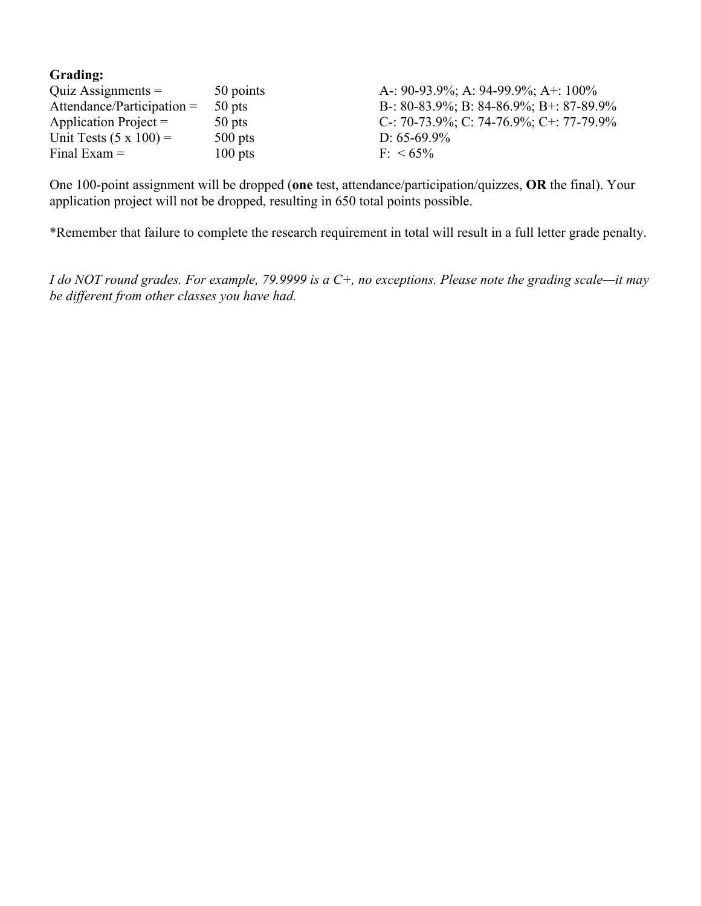**Grading:**

| | | |
|---|---|---|
| Quiz Assignments = | 50 points | A-: 90-93.9%; A: 94-99.9%; A+: 100% |
| Attendance/Participation = | 50 pts | B-: 80-83.9%; B: 84-86.9%; B+: 87-89.9% |
| Application Project = | 50 pts | C-: 70-73.9%; C: 74-76.9%; C+: 77-79.9% |
| Unit Tests (5 x 100) = | 500 pts | D: 65-69.9% |
| Final Exam = | 100 pts | F: < 65% |

One 100-point assignment will be dropped (**one** test, attendance/participation/quizzes, **OR** the final). Your application project will not be dropped, resulting in 650 total points possible.

*Remember that failure to complete the research requirement in total will result in a full letter grade penalty.

*I do NOT round grades. For example, 79.9999 is a C+, no exceptions. Please note the grading scale—it may be different from other classes you have had.*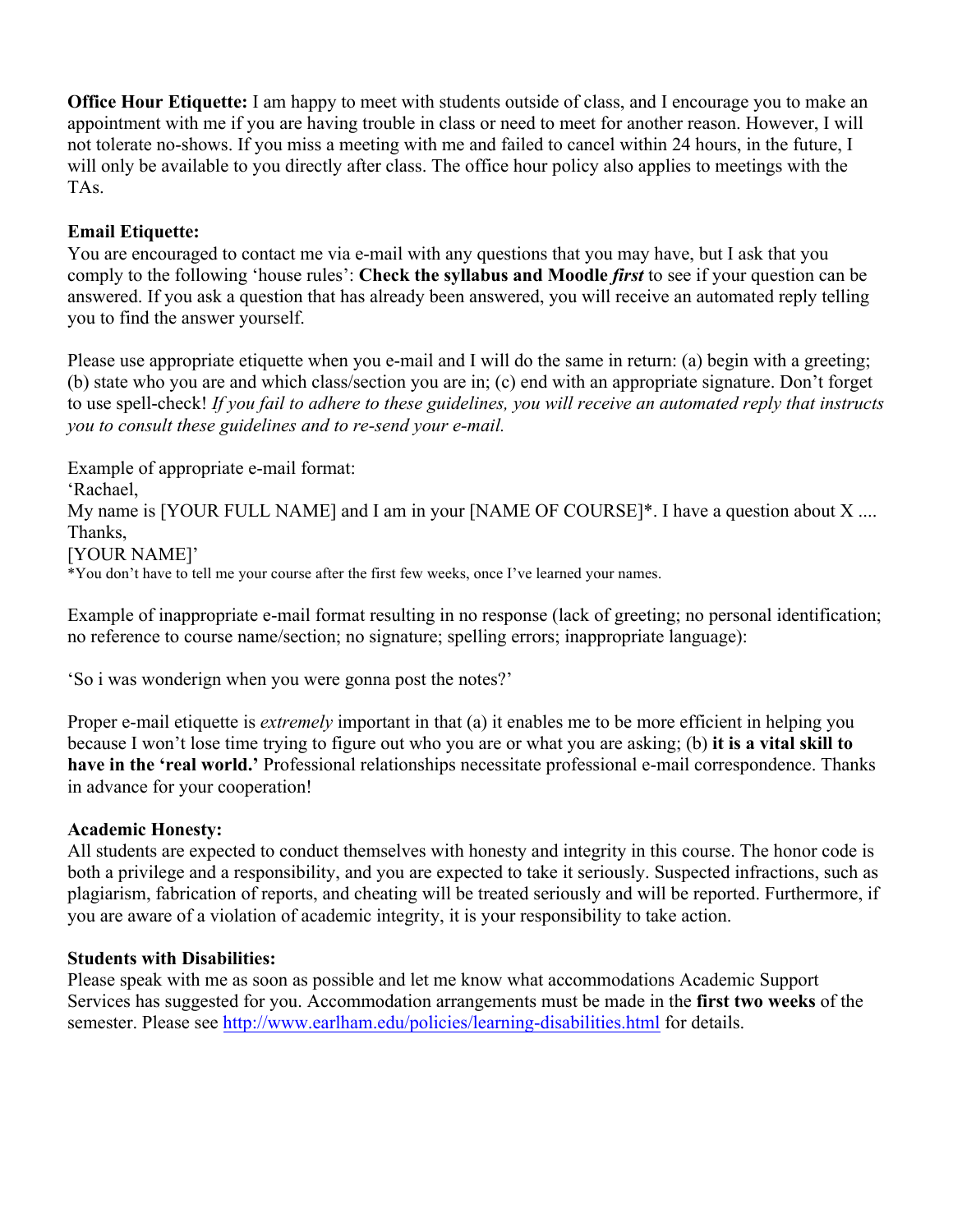**Office Hour Etiquette:** I am happy to meet with students outside of class, and I encourage you to make an appointment with me if you are having trouble in class or need to meet for another reason. However, I will not tolerate no-shows. If you miss a meeting with me and failed to cancel within 24 hours, in the future, I will only be available to you directly after class. The office hour policy also applies to meetings with the TAs.

**Email Etiquette:**
You are encouraged to contact me via e-mail with any questions that you may have, but I ask that you comply to the following 'house rules': **Check the syllabus and Moodle *first*** to see if your question can be answered. If you ask a question that has already been answered, you will receive an automated reply telling you to find the answer yourself.

Please use appropriate etiquette when you e-mail and I will do the same in return: (a) begin with a greeting; (b) state who you are and which class/section you are in; (c) end with an appropriate signature. Don't forget to use spell-check! *If you fail to adhere to these guidelines, you will receive an automated reply that instructs you to consult these guidelines and to re-send your e-mail.*

Example of appropriate e-mail format:
'Rachael,
My name is [YOUR FULL NAME] and I am in your [NAME OF COURSE]*. I have a question about X ....
Thanks,
[YOUR NAME]'
*You don't have to tell me your course after the first few weeks, once I've learned your names.

Example of inappropriate e-mail format resulting in no response (lack of greeting; no personal identification; no reference to course name/section; no signature; spelling errors; inappropriate language):

'So i was wonderign when you were gonna post the notes?'

Proper e-mail etiquette is *extremely* important in that (a) it enables me to be more efficient in helping you because I won't lose time trying to figure out who you are or what you are asking; (b) **it is a vital skill to have in the 'real world.'** Professional relationships necessitate professional e-mail correspondence. Thanks in advance for your cooperation!

**Academic Honesty:**
All students are expected to conduct themselves with honesty and integrity in this course. The honor code is both a privilege and a responsibility, and you are expected to take it seriously. Suspected infractions, such as plagiarism, fabrication of reports, and cheating will be treated seriously and will be reported. Furthermore, if you are aware of a violation of academic integrity, it is your responsibility to take action.

**Students with Disabilities:**
Please speak with me as soon as possible and let me know what accommodations Academic Support Services has suggested for you. Accommodation arrangements must be made in the **first two weeks** of the semester. Please see http://www.earlham.edu/policies/learning-disabilities.html for details.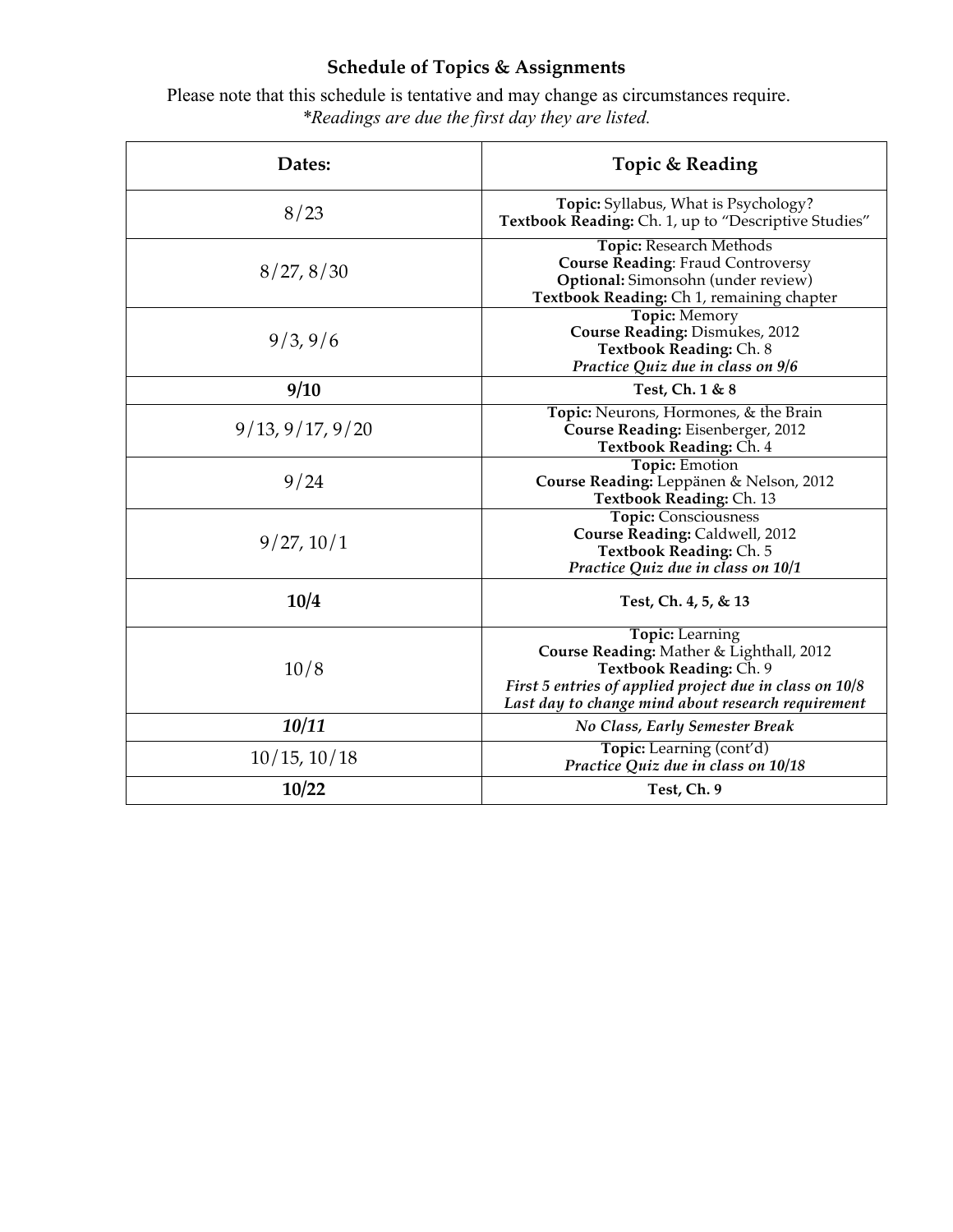## Schedule of Topics & Assignments

Please note that this schedule is tentative and may change as circumstances require.
*\*Readings are due the first day they are listed.*

| Dates: | Topic & Reading |
|---|---|
| 8/23 | **Topic:** Syllabus, What is Psychology?<br>**Textbook Reading:** Ch. 1, up to "Descriptive Studies" |
| 8/27, 8/30 | **Topic:** Research Methods<br>**Course Reading**: Fraud Controversy<br>**Optional:** Simonsohn (under review)<br>**Textbook Reading:** Ch 1, remaining chapter |
| 9/3, 9/6 | **Topic:** Memory<br>**Course Reading:** Dismukes, 2012<br>**Textbook Reading:** Ch. 8<br>***Practice Quiz due in class on 9/6*** |
| **9/10** | **Test, Ch. 1 & 8** |
| 9/13, 9/17, 9/20 | **Topic:** Neurons, Hormones, & the Brain<br>**Course Reading:** Eisenberger, 2012<br>**Textbook Reading:** Ch. 4 |
| 9/24 | **Topic:** Emotion<br>**Course Reading:** Leppänen & Nelson, 2012<br>**Textbook Reading:** Ch. 13 |
| 9/27, 10/1 | **Topic:** Consciousness<br>**Course Reading:** Caldwell, 2012<br>**Textbook Reading:** Ch. 5<br>***Practice Quiz due in class on 10/1*** |
| **10/4** | **Test, Ch. 4, 5, & 13** |
| 10/8 | **Topic:** Learning<br>**Course Reading:** Mather & Lighthall, 2012<br>**Textbook Reading:** Ch. 9<br>***First 5 entries of applied project due in class on 10/8***<br>***Last day to change mind about research requirement*** |
| ***10/11*** | ***No Class, Early Semester Break*** |
| 10/15, 10/18 | **Topic:** Learning (cont'd)<br>***Practice Quiz due in class on 10/18*** |
| **10/22** | **Test, Ch. 9** |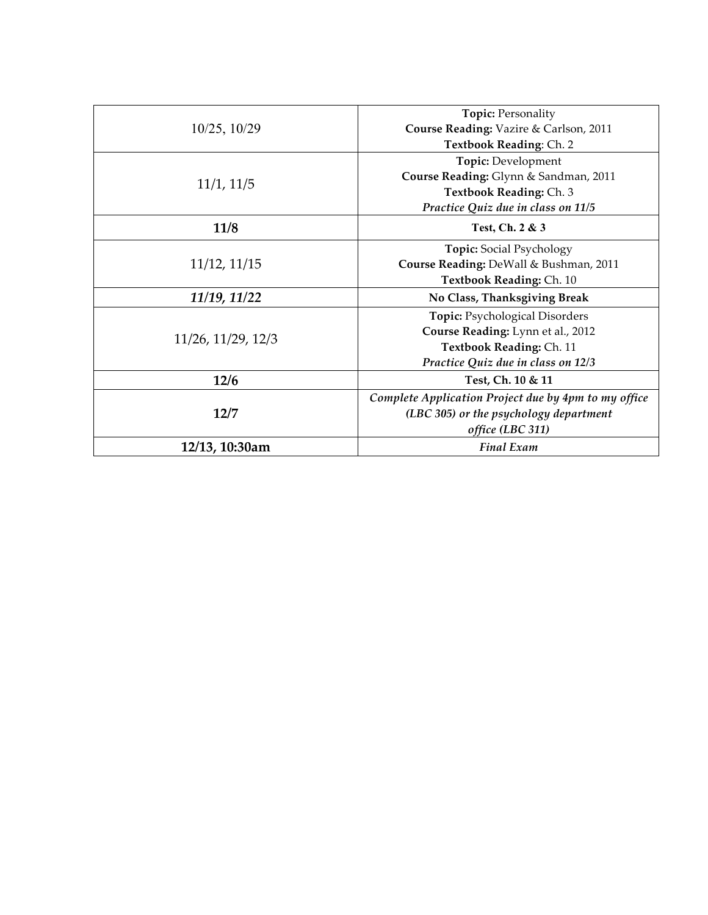| | |
|---|---|
| 10/25, 10/29 | **Topic:** Personality<br>**Course Reading:** Vazire & Carlson, 2011<br>**Textbook Reading**: Ch. 2 |
| 11/1, 11/5 | **Topic:** Development<br>**Course Reading:** Glynn & Sandman, 2011<br>**Textbook Reading:** Ch. 3<br>***Practice Quiz due in class on 11/5*** |
| **11/8** | **Test, Ch. 2 & 3** |
| 11/12, 11/15 | **Topic:** Social Psychology<br>**Course Reading:** DeWall & Bushman, 2011<br>**Textbook Reading:** Ch. 10 |
| ***11/19, 11/22*** | **No Class, Thanksgiving Break** |
| 11/26, 11/29, 12/3 | **Topic:** Psychological Disorders<br>**Course Reading:** Lynn et al., 2012<br>**Textbook Reading:** Ch. 11<br>***Practice Quiz due in class on 12/3*** |
| **12/6** | **Test, Ch. 10 & 11** |
| **12/7** | ***Complete Application Project due by 4pm to my office (LBC 305) or the psychology department office (LBC 311)*** |
| **12/13, 10:30am** | ***Final Exam*** |